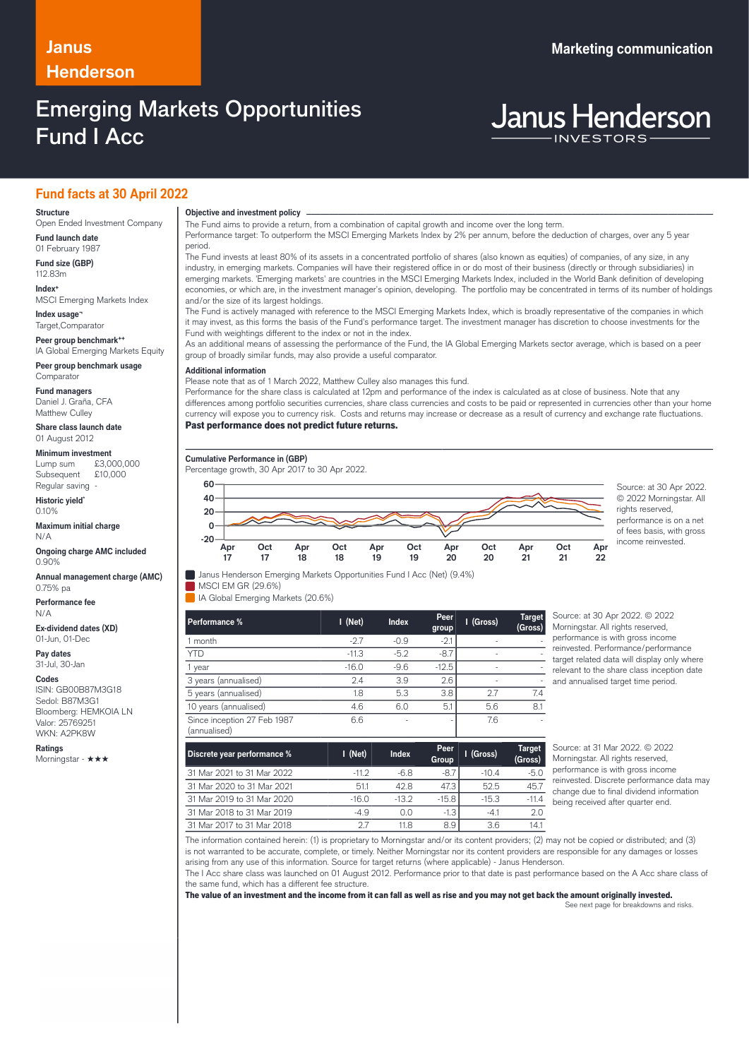# Janus Henderson

Marketing communication

# Emerging Markets Opportunities Fund I Acc

Janus Henderson INVESTORS

## Fund facts at 30 April 2022

**Structure**
Open Ended Investment Company

**Fund launch date**
01 February 1987

**Fund size (GBP)**
112.83m

**Index+**
MSCI Emerging Markets Index

**Index usage¬**
Target,Comparator

**Peer group benchmark++**
IA Global Emerging Markets Equity

**Peer group benchmark usage**
Comparator

**Fund managers**
Daniel J. Graña, CFA
Matthew Culley

**Share class launch date**
01 August 2012

**Minimum investment**
Lump sum £3,000,000
Subsequent £10,000
Regular saving -

**Historic yield***
0.10%

**Maximum initial charge**
N/A

**Ongoing charge AMC included**
0.90%

**Annual management charge (AMC)**
0.75% pa

**Performance fee**
N/A

**Ex-dividend dates (XD)**
01-Jun, 01-Dec

**Pay dates**
31-Jul, 30-Jan

**Codes**
ISIN: GB00B87M3G18
Sedol: B87M3G1
Bloomberg: HEMKOIA LN
Valor: 25769251
WKN: A2PK8W

**Ratings**
Morningstar - ★★★

**Objective and investment policy**

The Fund aims to provide a return, from a combination of capital growth and income over the long term.
Performance target: To outperform the MSCI Emerging Markets Index by 2% per annum, before the deduction of charges, over any 5 year period.
The Fund invests at least 80% of its assets in a concentrated portfolio of shares (also known as equities) of companies, of any size, in any industry, in emerging markets. Companies will have their registered office in or do most of their business (directly or through subsidiaries) in emerging markets. 'Emerging markets' are countries in the MSCI Emerging Markets Index, included in the World Bank definition of developing economies, or which are, in the investment manager's opinion, developing. The portfolio may be concentrated in terms of its number of holdings and/or the size of its largest holdings.
The Fund is actively managed with reference to the MSCI Emerging Markets Index, which is broadly representative of the companies in which it may invest, as this forms the basis of the Fund's performance target. The investment manager has discretion to choose investments for the Fund with weightings different to the index or not in the index.
As an additional means of assessing the performance of the Fund, the IA Global Emerging Markets sector average, which is based on a peer group of broadly similar funds, may also provide a useful comparator.

**Additional information**

Please note that as of 1 March 2022, Matthew Culley also manages this fund.
Performance for the share class is calculated at 12pm and performance of the index is calculated as at close of business. Note that any differences among portfolio securities currencies, share class currencies and costs to be paid or represented in currencies other than your home currency will expose you to currency risk. Costs and returns may increase or decrease as a result of currency and exchange rate fluctuations.
**Past performance does not predict future returns.**

**Cumulative Performance in (GBP)**
Percentage growth, 30 Apr 2017 to 30 Apr 2022.

- Janus Henderson Emerging Markets Opportunities Fund I Acc (Net) (9.4%)
- MSCI EM GR (29.6%)
- IA Global Emerging Markets (20.6%)

Source: at 30 Apr 2022. © 2022 Morningstar. All rights reserved, performance is on a net of fees basis, with gross income reinvested.

| Performance % | I (Net) | Index | Peer group | I (Gross) | Target (Gross) |
|---|---|---|---|---|---|
| 1 month | -2.7 | -0.9 | -2.1 | - | - |
| YTD | -11.3 | -5.2 | -8.7 | - | - |
| 1 year | -16.0 | -9.6 | -12.5 | - | - |
| 3 years (annualised) | 2.4 | 3.9 | 2.6 | - | - |
| 5 years (annualised) | 1.8 | 5.3 | 3.8 | 2.7 | 7.4 |
| 10 years (annualised) | 4.6 | 6.0 | 5.1 | 5.6 | 8.1 |
| Since inception 27 Feb 1987 (annualised) | 6.6 | - | - | 7.6 | - |

Source: at 30 Apr 2022. © 2022 Morningstar. All rights reserved, performance is with gross income reinvested. Performance/performance target related data will display only where relevant to the share class inception date and annualised target time period.

| Discrete year performance % | I (Net) | Index | Peer Group | I (Gross) | Target (Gross) |
|---|---|---|---|---|---|
| 31 Mar 2021 to 31 Mar 2022 | -11.2 | -6.8 | -8.7 | -10.4 | -5.0 |
| 31 Mar 2020 to 31 Mar 2021 | 51.1 | 42.8 | 47.3 | 52.5 | 45.7 |
| 31 Mar 2019 to 31 Mar 2020 | -16.0 | -13.2 | -15.8 | -15.3 | -11.4 |
| 31 Mar 2018 to 31 Mar 2019 | -4.9 | 0.0 | -1.3 | -4.1 | 2.0 |
| 31 Mar 2017 to 31 Mar 2018 | 2.7 | 11.8 | 8.9 | 3.6 | 14.1 |

Source: at 31 Mar 2022. © 2022 Morningstar. All rights reserved, performance is with gross income reinvested. Discrete performance data may change due to final dividend information being received after quarter end.

The information contained herein: (1) is proprietary to Morningstar and/or its content providers; (2) may not be copied or distributed; and (3) is not warranted to be accurate, complete, or timely. Neither Morningstar nor its content providers are responsible for any damages or losses arising from any use of this information. Source for target returns (where applicable) - Janus Henderson.
The I Acc share class was launched on 01 August 2012. Performance prior to that date is past performance based on the A Acc share class of the same fund, which has a different fee structure.
**The value of an investment and the income from it can fall as well as rise and you may not get back the amount originally invested.**

See next page for breakdowns and risks.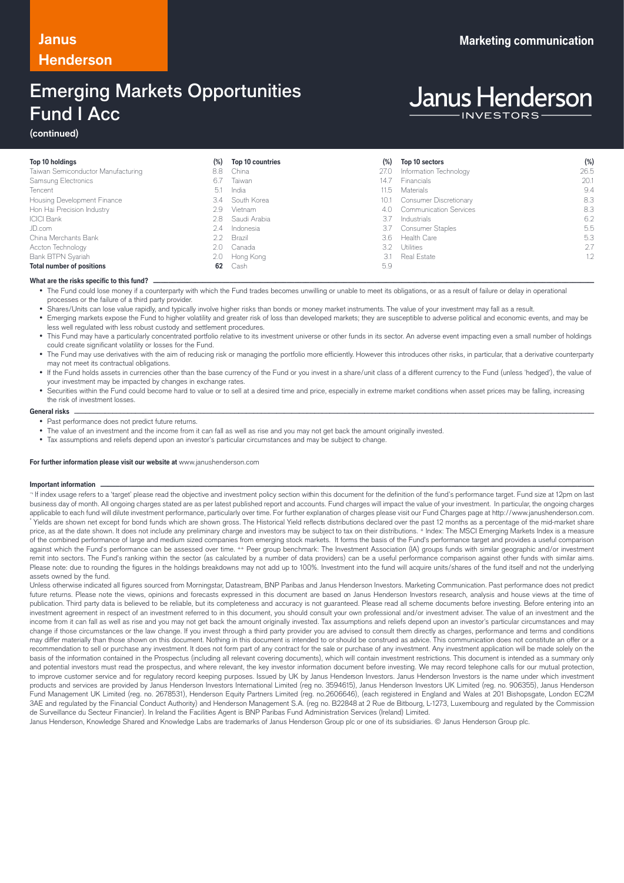Janus Henderson

Marketing communication

# Emerging Markets Opportunities Fund I Acc

(continued)

Janus Henderson INVESTORS

| Top 10 holdings | (%) |
|---|---|
| Taiwan Semiconductor Manufacturing | 8.8 |
| Samsung Electronics | 6.7 |
| Tencent | 5.1 |
| Housing Development Finance | 3.4 |
| Hon Hai Precision Industry | 2.9 |
| ICICI Bank | 2.8 |
| JD.com | 2.4 |
| China Merchants Bank | 2.2 |
| Accton Technology | 2.0 |
| Bank BTPN Syariah | 2.0 |
| **Total number of positions** | **62** |

| Top 10 countries | (%) |
|---|---|
| China | 27.0 |
| Taiwan | 14.7 |
| India | 11.5 |
| South Korea | 10.1 |
| Vietnam | 4.0 |
| Saudi Arabia | 3.7 |
| Indonesia | 3.7 |
| Brazil | 3.6 |
| Canada | 3.2 |
| Hong Kong | 3.1 |
| Cash | 5.9 |

| Top 10 sectors | (%) |
|---|---|
| Information Technology | 26.5 |
| Financials | 20.1 |
| Materials | 9.4 |
| Consumer Discretionary | 8.3 |
| Communication Services | 8.3 |
| Industrials | 6.2 |
| Consumer Staples | 5.5 |
| Health Care | 5.3 |
| Utilities | 2.7 |
| Real Estate | 1.2 |

### What are the risks specific to this fund?

- The Fund could lose money if a counterparty with which the Fund trades becomes unwilling or unable to meet its obligations, or as a result of failure or delay in operational processes or the failure of a third party provider.
- Shares/Units can lose value rapidly, and typically involve higher risks than bonds or money market instruments. The value of your investment may fall as a result.
- Emerging markets expose the Fund to higher volatility and greater risk of loss than developed markets; they are susceptible to adverse political and economic events, and may be less well regulated with less robust custody and settlement procedures.
- This Fund may have a particularly concentrated portfolio relative to its investment universe or other funds in its sector. An adverse event impacting even a small number of holdings could create significant volatility or losses for the Fund.
- The Fund may use derivatives with the aim of reducing risk or managing the portfolio more efficiently. However this introduces other risks, in particular, that a derivative counterparty may not meet its contractual obligations.
- If the Fund holds assets in currencies other than the base currency of the Fund or you invest in a share/unit class of a different currency to the Fund (unless 'hedged'), the value of your investment may be impacted by changes in exchange rates.
- Securities within the Fund could become hard to value or to sell at a desired time and price, especially in extreme market conditions when asset prices may be falling, increasing the risk of investment losses.

### General risks

- Past performance does not predict future returns.
- The value of an investment and the income from it can fall as well as rise and you may not get back the amount originally invested.
- Tax assumptions and reliefs depend upon an investor's particular circumstances and may be subject to change.

**For further information please visit our website at** www.janushenderson.com

### Important information

¬ If index usage refers to a 'target' please read the objective and investment policy section within this document for the definition of the fund's performance target. Fund size at 12pm on last business day of month. All ongoing charges stated are as per latest published report and accounts. Fund charges will impact the value of your investment. In particular, the ongoing charges applicable to each fund will dilute investment performance, particularly over time. For further explanation of charges please visit our Fund Charges page at http://www.janushenderson.com. * Yields are shown net except for bond funds which are shown gross. The Historical Yield reflects distributions declared over the past 12 months as a percentage of the mid-market share price, as at the date shown. It does not include any preliminary charge and investors may be subject to tax on their distributions. + Index: The MSCI Emerging Markets Index is a measure of the combined performance of large and medium sized companies from emerging stock markets. It forms the basis of the Fund's performance target and provides a useful comparison against which the Fund's performance can be assessed over time. ++ Peer group benchmark: The Investment Association (IA) groups funds with similar geographic and/or investment remit into sectors. The Fund's ranking within the sector (as calculated by a number of data providers) can be a useful performance comparison against other funds with similar aims. Please note: due to rounding the figures in the holdings breakdowns may not add up to 100%. Investment into the fund will acquire units/shares of the fund itself and not the underlying assets owned by the fund.

Unless otherwise indicated all figures sourced from Morningstar, Datastream, BNP Paribas and Janus Henderson Investors. Marketing Communication. Past performance does not predict future returns. Please note the views, opinions and forecasts expressed in this document are based on Janus Henderson Investors research, analysis and house views at the time of publication. Third party data is believed to be reliable, but its completeness and accuracy is not guaranteed. Please read all scheme documents before investing. Before entering into an investment agreement in respect of an investment referred to in this document, you should consult your own professional and/or investment adviser. The value of an investment and the income from it can fall as well as rise and you may not get back the amount originally invested. Tax assumptions and reliefs depend upon an investor's particular circumstances and may change if those circumstances or the law change. If you invest through a third party provider you are advised to consult them directly as charges, performance and terms and conditions may differ materially than those shown on this document. Nothing in this document is intended to or should be construed as advice. This communication does not constitute an offer or a recommendation to sell or purchase any investment. It does not form part of any contract for the sale or purchase of any investment. Any investment application will be made solely on the basis of the information contained in the Prospectus (including all relevant covering documents), which will contain investment restrictions. This document is intended as a summary only and potential investors must read the prospectus, and where relevant, the key investor information document before investing. We may record telephone calls for our mutual protection, to improve customer service and for regulatory record keeping purposes. Issued by UK by Janus Henderson Investors. Janus Henderson Investors is the name under which investment products and services are provided by Janus Henderson Investors International Limited (reg no. 3594615), Janus Henderson Investors UK Limited (reg. no. 906355), Janus Henderson Fund Management UK Limited (reg. no. 2678531), Henderson Equity Partners Limited (reg. no.2606646), (each registered in England and Wales at 201 Bishopsgate, London EC2M 3AE and regulated by the Financial Conduct Authority) and Henderson Management S.A. (reg no. B22848 at 2 Rue de Bitbourg, L-1273, Luxembourg and regulated by the Commission de Surveillance du Secteur Financier). In Ireland the Facilities Agent is BNP Paribas Fund Administration Services (Ireland) Limited.

Janus Henderson, Knowledge Shared and Knowledge Labs are trademarks of Janus Henderson Group plc or one of its subsidiaries. © Janus Henderson Group plc.